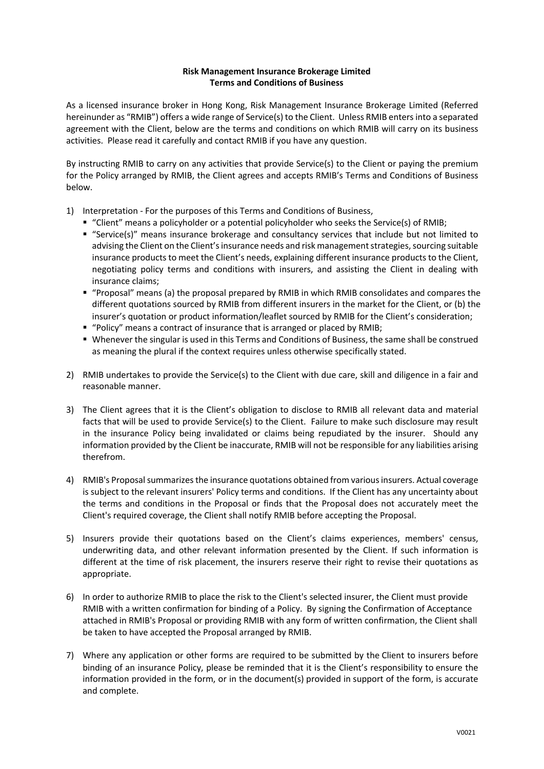**Risk Management Insurance Brokerage Limited**
**Terms and Conditions of Business**

As a licensed insurance broker in Hong Kong, Risk Management Insurance Brokerage Limited (Referred hereinunder as "RMIB") offers a wide range of Service(s) to the Client. Unless RMIB enters into a separated agreement with the Client, below are the terms and conditions on which RMIB will carry on its business activities. Please read it carefully and contact RMIB if you have any question.

By instructing RMIB to carry on any activities that provide Service(s) to the Client or paying the premium for the Policy arranged by RMIB, the Client agrees and accepts RMIB's Terms and Conditions of Business below.

1) Interpretation - For the purposes of this Terms and Conditions of Business,
   - "Client" means a policyholder or a potential policyholder who seeks the Service(s) of RMIB;
   - "Service(s)" means insurance brokerage and consultancy services that include but not limited to advising the Client on the Client's insurance needs and risk management strategies, sourcing suitable insurance products to meet the Client's needs, explaining different insurance products to the Client, negotiating policy terms and conditions with insurers, and assisting the Client in dealing with insurance claims;
   - "Proposal" means (a) the proposal prepared by RMIB in which RMIB consolidates and compares the different quotations sourced by RMIB from different insurers in the market for the Client, or (b) the insurer's quotation or product information/leaflet sourced by RMIB for the Client's consideration;
   - "Policy" means a contract of insurance that is arranged or placed by RMIB;
   - Whenever the singular is used in this Terms and Conditions of Business, the same shall be construed as meaning the plural if the context requires unless otherwise specifically stated.

2) RMIB undertakes to provide the Service(s) to the Client with due care, skill and diligence in a fair and reasonable manner.

3) The Client agrees that it is the Client's obligation to disclose to RMIB all relevant data and material facts that will be used to provide Service(s) to the Client. Failure to make such disclosure may result in the insurance Policy being invalidated or claims being repudiated by the insurer. Should any information provided by the Client be inaccurate, RMIB will not be responsible for any liabilities arising therefrom.

4) RMIB's Proposal summarizes the insurance quotations obtained from various insurers. Actual coverage is subject to the relevant insurers' Policy terms and conditions. If the Client has any uncertainty about the terms and conditions in the Proposal or finds that the Proposal does not accurately meet the Client's required coverage, the Client shall notify RMIB before accepting the Proposal.

5) Insurers provide their quotations based on the Client's claims experiences, members' census, underwriting data, and other relevant information presented by the Client. If such information is different at the time of risk placement, the insurers reserve their right to revise their quotations as appropriate.

6) In order to authorize RMIB to place the risk to the Client's selected insurer, the Client must provide RMIB with a written confirmation for binding of a Policy. By signing the Confirmation of Acceptance attached in RMIB's Proposal or providing RMIB with any form of written confirmation, the Client shall be taken to have accepted the Proposal arranged by RMIB.

7) Where any application or other forms are required to be submitted by the Client to insurers before binding of an insurance Policy, please be reminded that it is the Client's responsibility to ensure the information provided in the form, or in the document(s) provided in support of the form, is accurate and complete.

V0021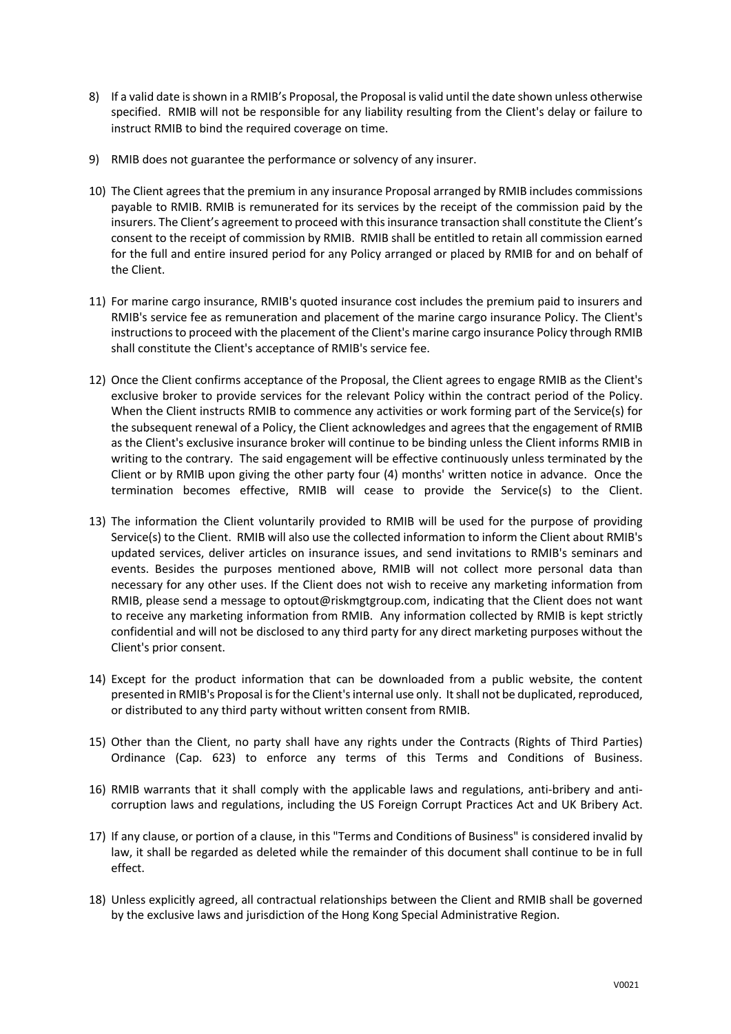8) If a valid date is shown in a RMIB's Proposal, the Proposal is valid until the date shown unless otherwise specified. RMIB will not be responsible for any liability resulting from the Client's delay or failure to instruct RMIB to bind the required coverage on time.

9) RMIB does not guarantee the performance or solvency of any insurer.

10) The Client agrees that the premium in any insurance Proposal arranged by RMIB includes commissions payable to RMIB. RMIB is remunerated for its services by the receipt of the commission paid by the insurers. The Client's agreement to proceed with this insurance transaction shall constitute the Client's consent to the receipt of commission by RMIB. RMIB shall be entitled to retain all commission earned for the full and entire insured period for any Policy arranged or placed by RMIB for and on behalf of the Client.

11) For marine cargo insurance, RMIB's quoted insurance cost includes the premium paid to insurers and RMIB's service fee as remuneration and placement of the marine cargo insurance Policy. The Client's instructions to proceed with the placement of the Client's marine cargo insurance Policy through RMIB shall constitute the Client's acceptance of RMIB's service fee.

12) Once the Client confirms acceptance of the Proposal, the Client agrees to engage RMIB as the Client's exclusive broker to provide services for the relevant Policy within the contract period of the Policy. When the Client instructs RMIB to commence any activities or work forming part of the Service(s) for the subsequent renewal of a Policy, the Client acknowledges and agrees that the engagement of RMIB as the Client's exclusive insurance broker will continue to be binding unless the Client informs RMIB in writing to the contrary. The said engagement will be effective continuously unless terminated by the Client or by RMIB upon giving the other party four (4) months' written notice in advance. Once the termination becomes effective, RMIB will cease to provide the Service(s) to the Client.

13) The information the Client voluntarily provided to RMIB will be used for the purpose of providing Service(s) to the Client. RMIB will also use the collected information to inform the Client about RMIB's updated services, deliver articles on insurance issues, and send invitations to RMIB's seminars and events. Besides the purposes mentioned above, RMIB will not collect more personal data than necessary for any other uses. If the Client does not wish to receive any marketing information from RMIB, please send a message to optout@riskmgtgroup.com, indicating that the Client does not want to receive any marketing information from RMIB. Any information collected by RMIB is kept strictly confidential and will not be disclosed to any third party for any direct marketing purposes without the Client's prior consent.

14) Except for the product information that can be downloaded from a public website, the content presented in RMIB's Proposal is for the Client's internal use only. It shall not be duplicated, reproduced, or distributed to any third party without written consent from RMIB.

15) Other than the Client, no party shall have any rights under the Contracts (Rights of Third Parties) Ordinance (Cap. 623) to enforce any terms of this Terms and Conditions of Business.

16) RMIB warrants that it shall comply with the applicable laws and regulations, anti-bribery and anti-corruption laws and regulations, including the US Foreign Corrupt Practices Act and UK Bribery Act.

17) If any clause, or portion of a clause, in this "Terms and Conditions of Business" is considered invalid by law, it shall be regarded as deleted while the remainder of this document shall continue to be in full effect.

18) Unless explicitly agreed, all contractual relationships between the Client and RMIB shall be governed by the exclusive laws and jurisdiction of the Hong Kong Special Administrative Region.

V0021